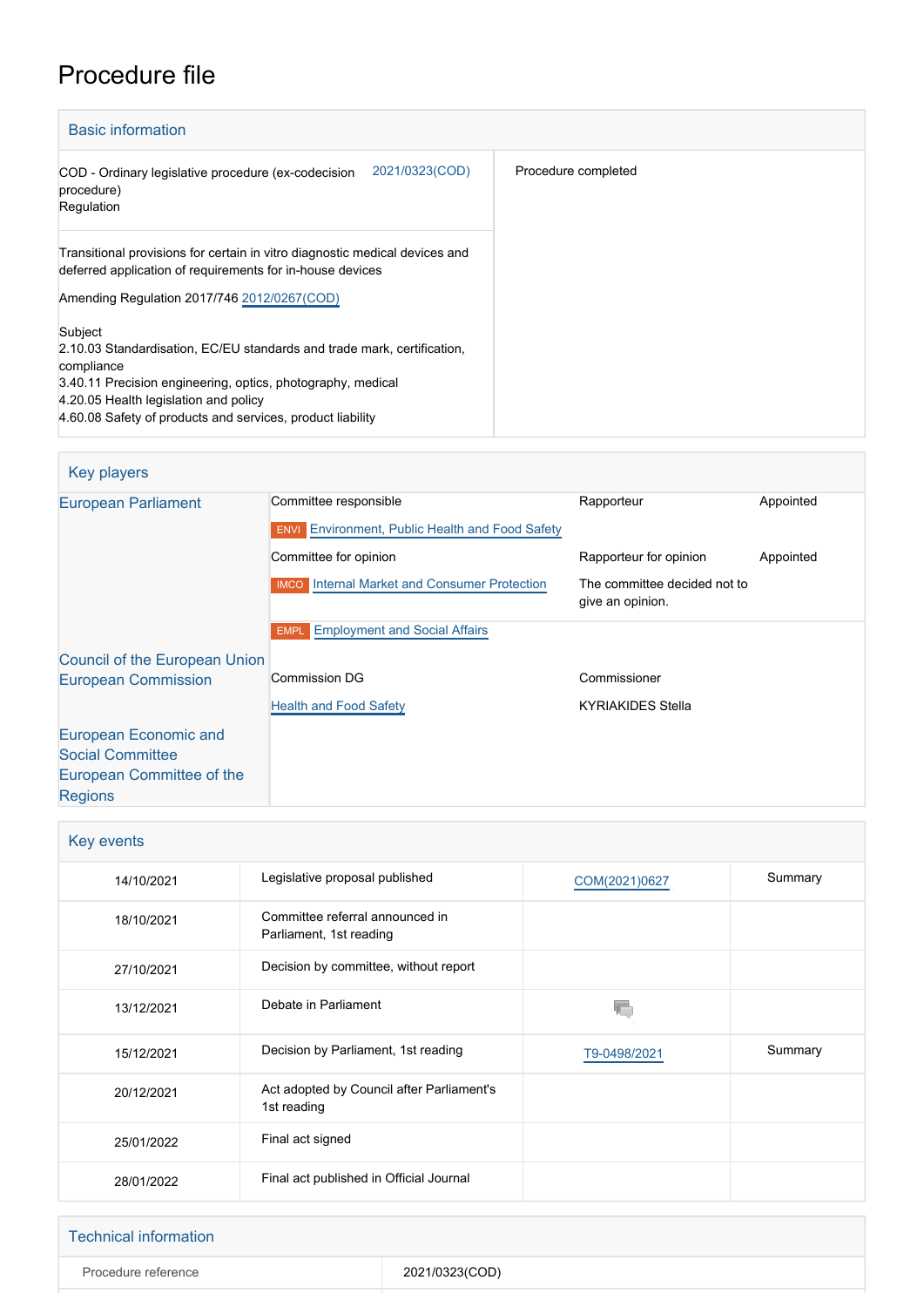# Procedure file

## Basic information

| | |
|---|---|
| COD - Ordinary legislative procedure (ex-codecision procedure) Regulation 2021/0323(COD) | Procedure completed |
| Transitional provisions for certain in vitro diagnostic medical devices and deferred application of requirements for in-house devices<br>Amending Regulation 2017/746 2012/0267(COD) | |
| Subject<br>2.10.03 Standardisation, EC/EU standards and trade mark, certification, compliance<br>3.40.11 Precision engineering, optics, photography, medical<br>4.20.05 Health legislation and policy<br>4.60.08 Safety of products and services, product liability | |

## Key players

| | | | |
|---|---|---|---|
| European Parliament | Committee responsible | Rapporteur | Appointed |
| | ENVI Environment, Public Health and Food Safety | | |
| | Committee for opinion | Rapporteur for opinion | Appointed |
| | IMCO Internal Market and Consumer Protection | The committee decided not to give an opinion. | |
| | EMPL Employment and Social Affairs | | |
| Council of the European Union | | | |
| European Commission | Commission DG | Commissioner | |
| | Health and Food Safety | KYRIAKIDES Stella | |
| European Economic and Social Committee | | | |
| European Committee of the Regions | | | |

## Key events

| | | | |
|---|---|---|---|
| 14/10/2021 | Legislative proposal published | COM(2021)0627 | Summary |
| 18/10/2021 | Committee referral announced in Parliament, 1st reading | | |
| 27/10/2021 | Decision by committee, without report | | |
| 13/12/2021 | Debate in Parliament | | |
| 15/12/2021 | Decision by Parliament, 1st reading | T9-0498/2021 | Summary |
| 20/12/2021 | Act adopted by Council after Parliament's 1st reading | | |
| 25/01/2022 | Final act signed | | |
| 28/01/2022 | Final act published in Official Journal | | |

## Technical information

| | |
|---|---|
| Procedure reference | 2021/0323(COD) |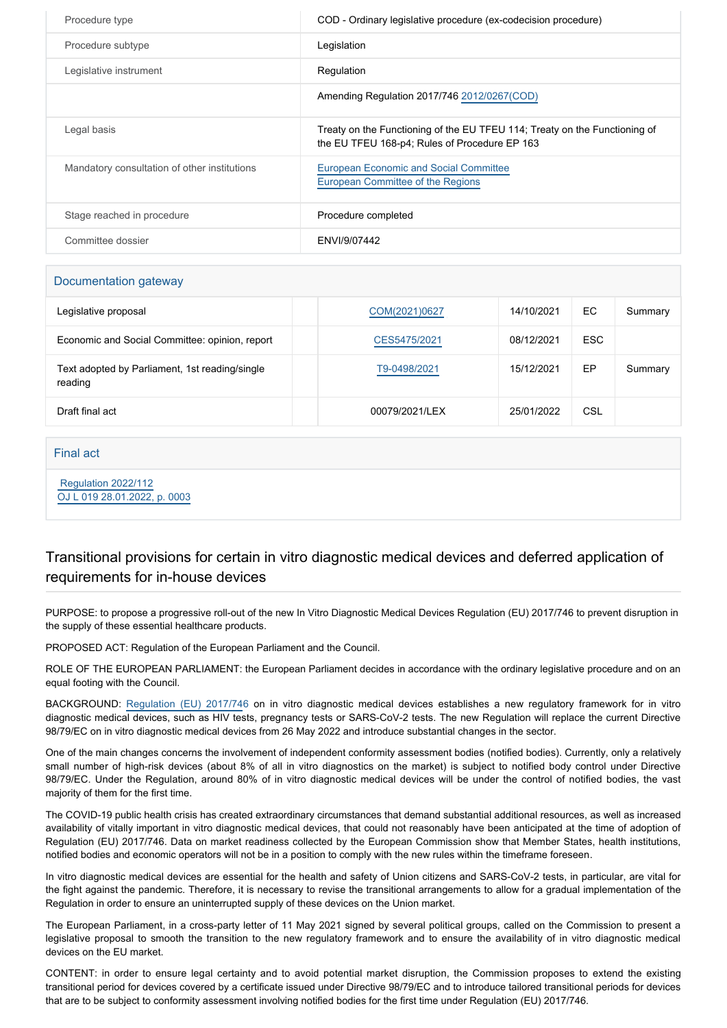| | |
|---|---|
| Procedure type | COD - Ordinary legislative procedure (ex-codecision procedure) |
| Procedure subtype | Legislation |
| Legislative instrument | Regulation |
| | Amending Regulation 2017/746 2012/0267(COD) |
| Legal basis | Treaty on the Functioning of the EU TFEU 114; Treaty on the Functioning of the EU TFEU 168-p4; Rules of Procedure EP 163 |
| Mandatory consultation of other institutions | European Economic and Social Committee<br>European Committee of the Regions |
| Stage reached in procedure | Procedure completed |
| Committee dossier | ENVI/9/07442 |

## Documentation gateway

| | | | | | |
|---|---|---|---|---|---|
| Legislative proposal | | COM(2021)0627 | 14/10/2021 | EC | Summary |
| Economic and Social Committee: opinion, report | | CES5475/2021 | 08/12/2021 | ESC | |
| Text adopted by Parliament, 1st reading/single reading | | T9-0498/2021 | 15/12/2021 | EP | Summary |
| Draft final act | | 00079/2021/LEX | 25/01/2022 | CSL | |

## Final act

Regulation 2022/112
OJ L 019 28.01.2022, p. 0003

## Transitional provisions for certain in vitro diagnostic medical devices and deferred application of requirements for in-house devices

PURPOSE: to propose a progressive roll-out of the new In Vitro Diagnostic Medical Devices Regulation (EU) 2017/746 to prevent disruption in the supply of these essential healthcare products.

PROPOSED ACT: Regulation of the European Parliament and the Council.

ROLE OF THE EUROPEAN PARLIAMENT: the European Parliament decides in accordance with the ordinary legislative procedure and on an equal footing with the Council.

BACKGROUND: Regulation (EU) 2017/746 on in vitro diagnostic medical devices establishes a new regulatory framework for in vitro diagnostic medical devices, such as HIV tests, pregnancy tests or SARS-CoV-2 tests. The new Regulation will replace the current Directive 98/79/EC on in vitro diagnostic medical devices from 26 May 2022 and introduce substantial changes in the sector.

One of the main changes concerns the involvement of independent conformity assessment bodies (notified bodies). Currently, only a relatively small number of high-risk devices (about 8% of all in vitro diagnostics on the market) is subject to notified body control under Directive 98/79/EC. Under the Regulation, around 80% of in vitro diagnostic medical devices will be under the control of notified bodies, the vast majority of them for the first time.

The COVID-19 public health crisis has created extraordinary circumstances that demand substantial additional resources, as well as increased availability of vitally important in vitro diagnostic medical devices, that could not reasonably have been anticipated at the time of adoption of Regulation (EU) 2017/746. Data on market readiness collected by the European Commission show that Member States, health institutions, notified bodies and economic operators will not be in a position to comply with the new rules within the timeframe foreseen.

In vitro diagnostic medical devices are essential for the health and safety of Union citizens and SARS-CoV-2 tests, in particular, are vital for the fight against the pandemic. Therefore, it is necessary to revise the transitional arrangements to allow for a gradual implementation of the Regulation in order to ensure an uninterrupted supply of these devices on the Union market.

The European Parliament, in a cross-party letter of 11 May 2021 signed by several political groups, called on the Commission to present a legislative proposal to smooth the transition to the new regulatory framework and to ensure the availability of in vitro diagnostic medical devices on the EU market.

CONTENT: in order to ensure legal certainty and to avoid potential market disruption, the Commission proposes to extend the existing transitional period for devices covered by a certificate issued under Directive 98/79/EC and to introduce tailored transitional periods for devices that are to be subject to conformity assessment involving notified bodies for the first time under Regulation (EU) 2017/746.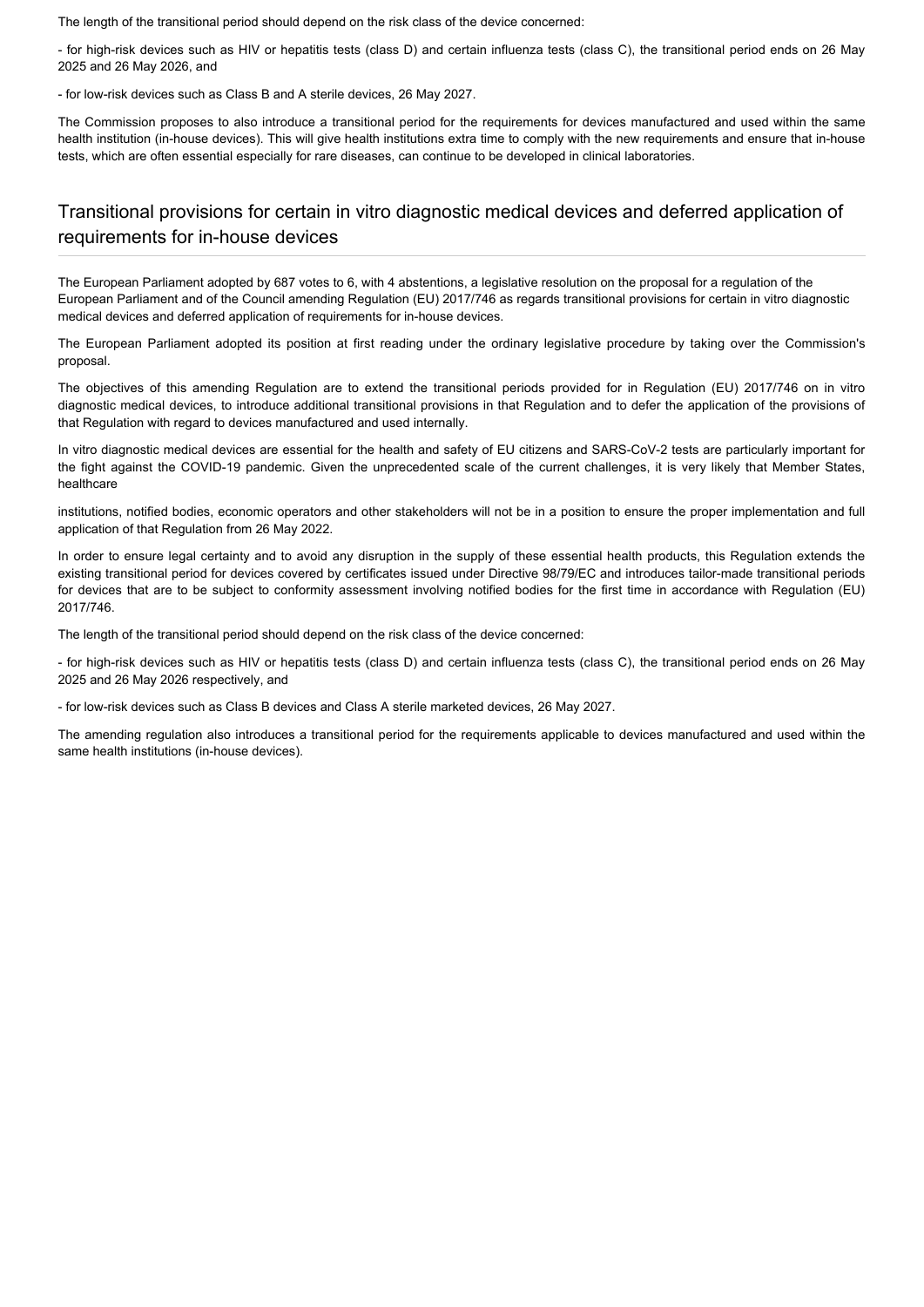The length of the transitional period should depend on the risk class of the device concerned:

- for high-risk devices such as HIV or hepatitis tests (class D) and certain influenza tests (class C), the transitional period ends on 26 May 2025 and 26 May 2026, and

- for low-risk devices such as Class B and A sterile devices, 26 May 2027.

The Commission proposes to also introduce a transitional period for the requirements for devices manufactured and used within the same health institution (in-house devices). This will give health institutions extra time to comply with the new requirements and ensure that in-house tests, which are often essential especially for rare diseases, can continue to be developed in clinical laboratories.

## Transitional provisions for certain in vitro diagnostic medical devices and deferred application of requirements for in-house devices

The European Parliament adopted by 687 votes to 6, with 4 abstentions, a legislative resolution on the proposal for a regulation of the European Parliament and of the Council amending Regulation (EU) 2017/746 as regards transitional provisions for certain in vitro diagnostic medical devices and deferred application of requirements for in-house devices.

The European Parliament adopted its position at first reading under the ordinary legislative procedure by taking over the Commission's proposal.

The objectives of this amending Regulation are to extend the transitional periods provided for in Regulation (EU) 2017/746 on in vitro diagnostic medical devices, to introduce additional transitional provisions in that Regulation and to defer the application of the provisions of that Regulation with regard to devices manufactured and used internally.

In vitro diagnostic medical devices are essential for the health and safety of EU citizens and SARS-CoV-2 tests are particularly important for the fight against the COVID-19 pandemic. Given the unprecedented scale of the current challenges, it is very likely that Member States, healthcare institutions, notified bodies, economic operators and other stakeholders will not be in a position to ensure the proper implementation and full application of that Regulation from 26 May 2022.

In order to ensure legal certainty and to avoid any disruption in the supply of these essential health products, this Regulation extends the existing transitional period for devices covered by certificates issued under Directive 98/79/EC and introduces tailor-made transitional periods for devices that are to be subject to conformity assessment involving notified bodies for the first time in accordance with Regulation (EU) 2017/746.

The length of the transitional period should depend on the risk class of the device concerned:

- for high-risk devices such as HIV or hepatitis tests (class D) and certain influenza tests (class C), the transitional period ends on 26 May 2025 and 26 May 2026 respectively, and

- for low-risk devices such as Class B devices and Class A sterile marketed devices, 26 May 2027.

The amending regulation also introduces a transitional period for the requirements applicable to devices manufactured and used within the same health institutions (in-house devices).